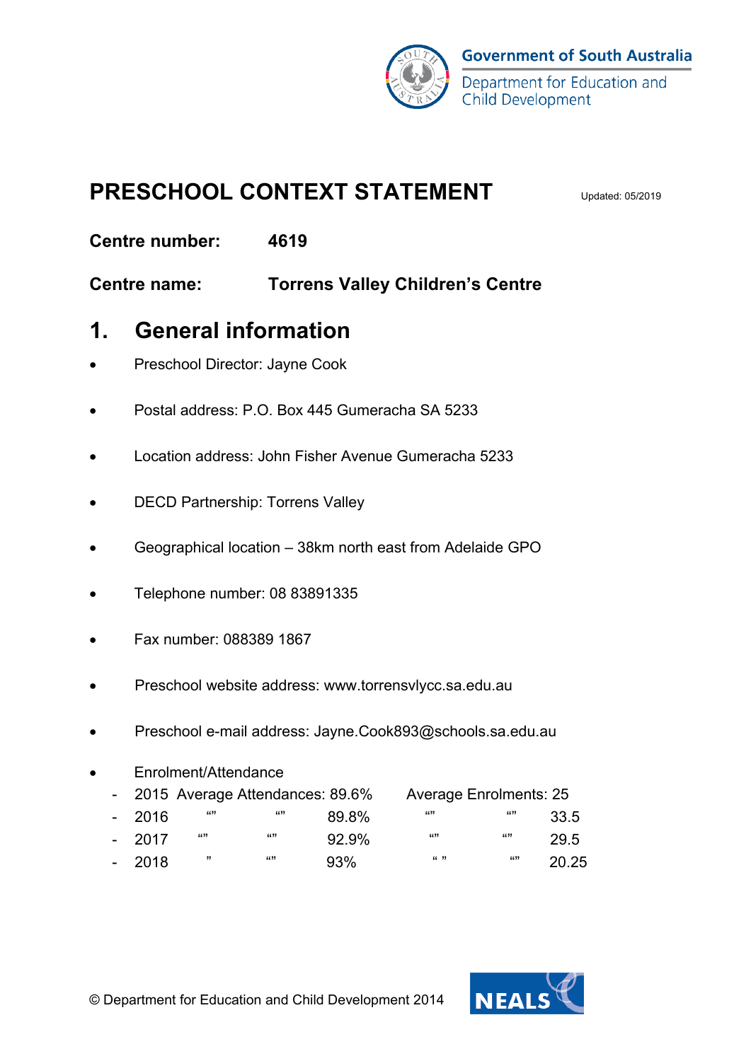Government of South Australia

Department for Education and Child Development

# PRESCHOOL CONTEXT STATEMENT

Updated: 05/2019

**Centre number:** **4619**

**Centre name:** **Torrens Valley Children's Centre**

## 1. General information

- Preschool Director: Jayne Cook
- Postal address: P.O. Box 445 Gumeracha SA 5233
- Location address: John Fisher Avenue Gumeracha 5233
- DECD Partnership: Torrens Valley
- Geographical location – 38km north east from Adelaide GPO
- Telephone number: 08 83891335
- Fax number: 088389 1867
- Preschool website address: www.torrensvlycc.sa.edu.au
- Preschool e-mail address: Jayne.Cook893@schools.sa.edu.au
- Enrolment/Attendance
  - 2015 Average Attendances: 89.6% Average Enrolments: 25
  - 2016 "" "" 89.8% "" "" 33.5
  - 2017 "" "" 92.9% "" "" 29.5
  - 2018 " "" 93% " " "" 20.25

© Department for Education and Child Development 2014

NEALS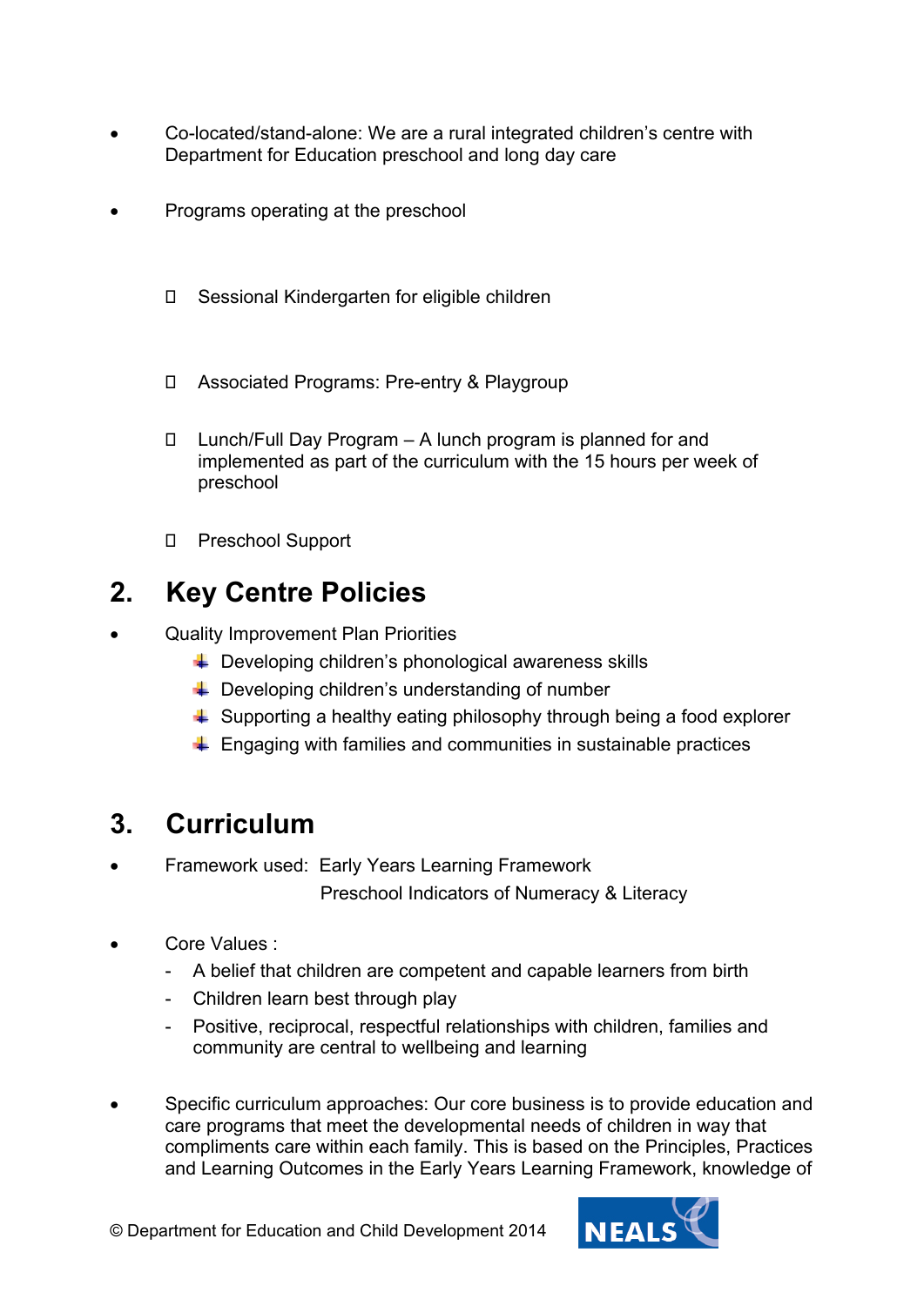- Co-located/stand-alone: We are a rural integrated children's centre with Department for Education preschool and long day care

- Programs operating at the preschool

  - Sessional Kindergarten for eligible children

  - Associated Programs: Pre-entry & Playgroup

  - Lunch/Full Day Program – A lunch program is planned for and implemented as part of the curriculum with the 15 hours per week of preschool

  - Preschool Support

## 2. Key Centre Policies

- Quality Improvement Plan Priorities
  - Developing children's phonological awareness skills
  - Developing children's understanding of number
  - Supporting a healthy eating philosophy through being a food explorer
  - Engaging with families and communities in sustainable practices

## 3. Curriculum

- Framework used: Early Years Learning Framework
  Preschool Indicators of Numeracy & Literacy

- Core Values :
  - A belief that children are competent and capable learners from birth
  - Children learn best through play
  - Positive, reciprocal, respectful relationships with children, families and community are central to wellbeing and learning

- Specific curriculum approaches: Our core business is to provide education and care programs that meet the developmental needs of children in way that compliments care within each family. This is based on the Principles, Practices and Learning Outcomes in the Early Years Learning Framework, knowledge of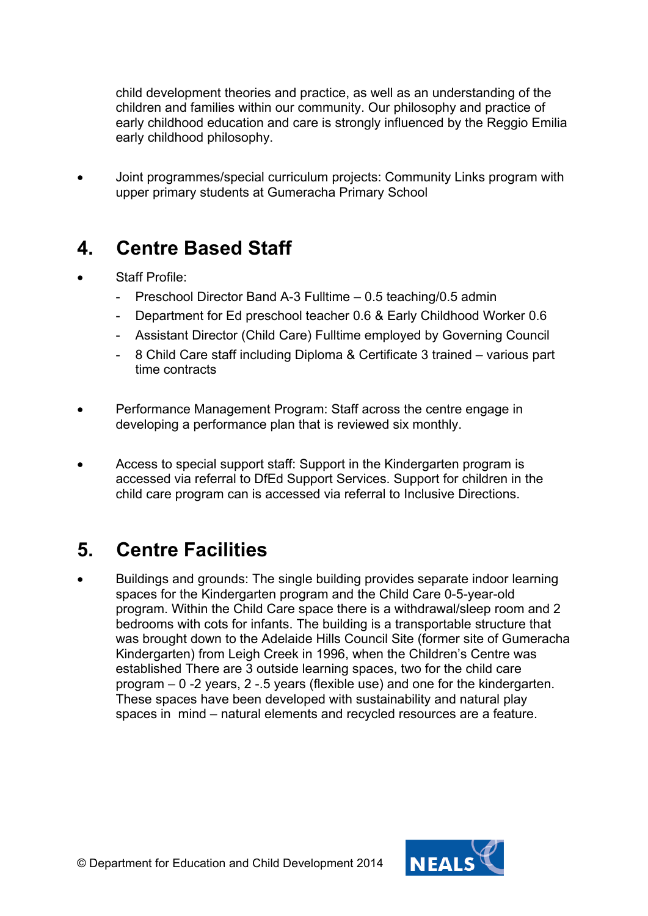child development theories and practice, as well as an understanding of the children and families within our community. Our philosophy and practice of early childhood education and care is strongly influenced by the Reggio Emilia early childhood philosophy.

- Joint programmes/special curriculum projects: Community Links program with upper primary students at Gumeracha Primary School

## 4. Centre Based Staff

- Staff Profile:
  - Preschool Director Band A-3 Fulltime – 0.5 teaching/0.5 admin
  - Department for Ed preschool teacher 0.6 & Early Childhood Worker 0.6
  - Assistant Director (Child Care) Fulltime employed by Governing Council
  - 8 Child Care staff including Diploma & Certificate 3 trained – various part time contracts

- Performance Management Program: Staff across the centre engage in developing a performance plan that is reviewed six monthly.

- Access to special support staff: Support in the Kindergarten program is accessed via referral to DfEd Support Services. Support for children in the child care program can is accessed via referral to Inclusive Directions.

## 5. Centre Facilities

- Buildings and grounds: The single building provides separate indoor learning spaces for the Kindergarten program and the Child Care 0-5-year-old program. Within the Child Care space there is a withdrawal/sleep room and 2 bedrooms with cots for infants. The building is a transportable structure that was brought down to the Adelaide Hills Council Site (former site of Gumeracha Kindergarten) from Leigh Creek in 1996, when the Children's Centre was established There are 3 outside learning spaces, two for the child care program – 0 -2 years, 2 -.5 years (flexible use) and one for the kindergarten. These spaces have been developed with sustainability and natural play spaces in mind – natural elements and recycled resources are a feature.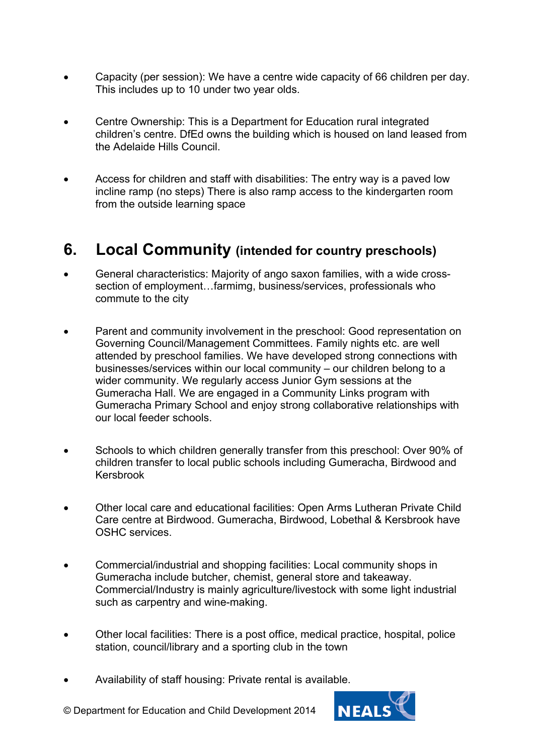- Capacity (per session): We have a centre wide capacity of 66 children per day. This includes up to 10 under two year olds.

- Centre Ownership: This is a Department for Education rural integrated children's centre. DfEd owns the building which is housed on land leased from the Adelaide Hills Council.

- Access for children and staff with disabilities: The entry way is a paved low incline ramp (no steps) There is also ramp access to the kindergarten room from the outside learning space

## 6. Local Community (intended for country preschools)

- General characteristics: Majority of ango saxon families, with a wide cross-section of employment…farmimg, business/services, professionals who commute to the city

- Parent and community involvement in the preschool: Good representation on Governing Council/Management Committees. Family nights etc. are well attended by preschool families. We have developed strong connections with businesses/services within our local community – our children belong to a wider community. We regularly access Junior Gym sessions at the Gumeracha Hall. We are engaged in a Community Links program with Gumeracha Primary School and enjoy strong collaborative relationships with our local feeder schools.

- Schools to which children generally transfer from this preschool: Over 90% of children transfer to local public schools including Gumeracha, Birdwood and Kersbrook

- Other local care and educational facilities: Open Arms Lutheran Private Child Care centre at Birdwood. Gumeracha, Birdwood, Lobethal & Kersbrook have OSHC services.

- Commercial/industrial and shopping facilities: Local community shops in Gumeracha include butcher, chemist, general store and takeaway. Commercial/Industry is mainly agriculture/livestock with some light industrial such as carpentry and wine-making.

- Other local facilities: There is a post office, medical practice, hospital, police station, council/library and a sporting club in the town

- Availability of staff housing: Private rental is available.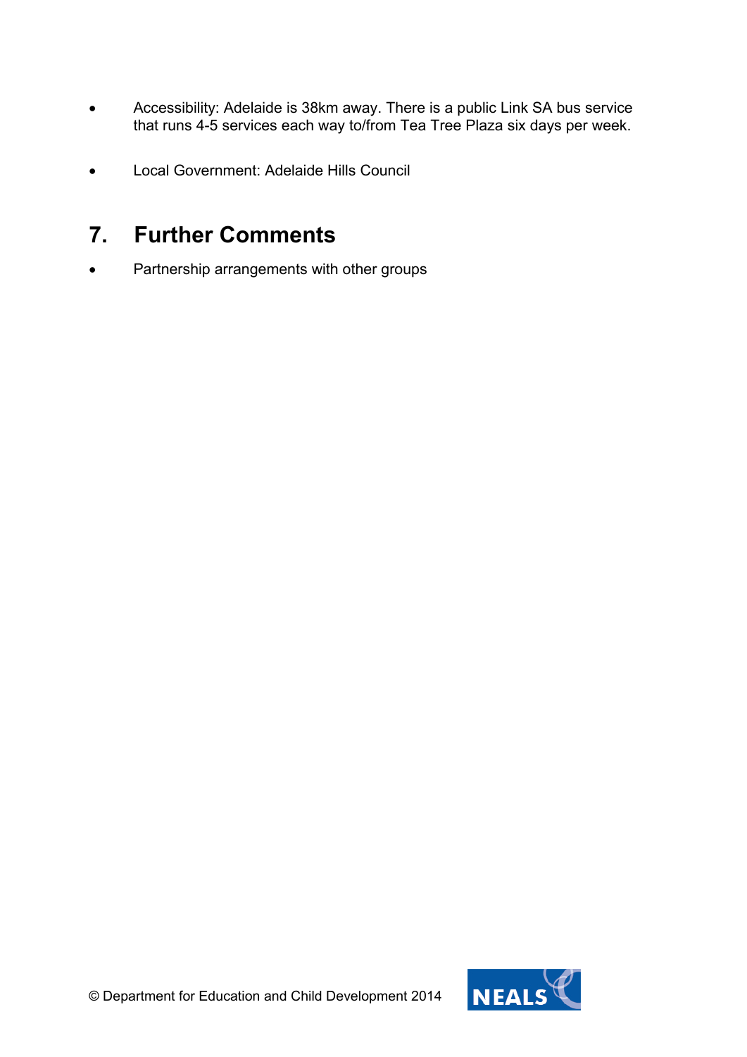- Accessibility: Adelaide is 38km away. There is a public Link SA bus service that runs 4-5 services each way to/from Tea Tree Plaza six days per week.

- Local Government: Adelaide Hills Council

## 7. Further Comments

- Partnership arrangements with other groups